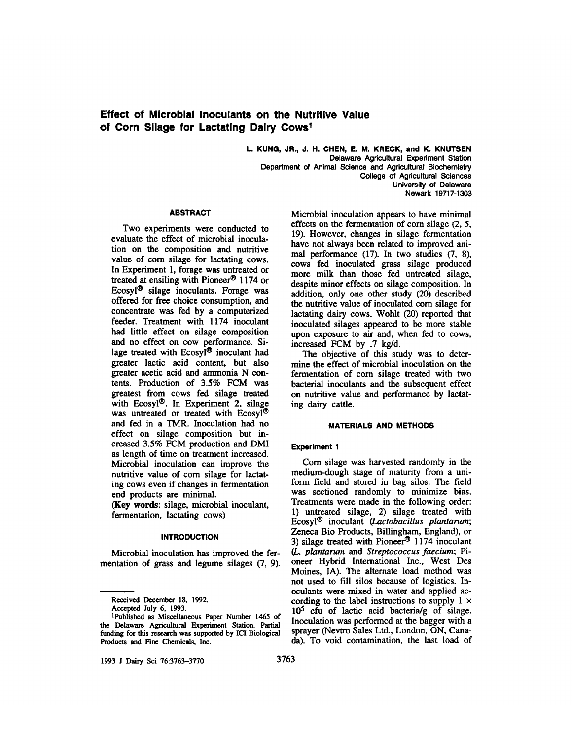# Effect of Microbial Inoculants on the Nutritive Value of Corn Silage for Lactating Dairy Cows[1]

**L. KUNG, JR., J. H. CHEN, E. M. KRECK, and K. KNUTSEN**
Delaware Agricultural Experiment Station
Department of Animal Science and Agricultural Biochemistry
College of Agricultural Sciences
University of Delaware
Newark 19717-1303

## ABSTRACT

Two experiments were conducted to evaluate the effect of microbial inoculation on the composition and nutritive value of corn silage for lactating cows. In Experiment 1, forage was untreated or treated at ensiling with Pioneer® 1174 or Ecosyl® silage inoculants. Forage was offered for free choice consumption, and concentrate was fed by a computerized feeder. Treatment with 1174 inoculant had little effect on silage composition and no effect on cow performance. Silage treated with Ecosyl® inoculant had greater lactic acid content, but also greater acetic acid and ammonia N contents. Production of 3.5% FCM was greatest from cows fed silage treated with Ecosyl®. In Experiment 2, silage was untreated or treated with Ecosyl® and fed in a TMR. Inoculation had no effect on silage composition but increased 3.5% FCM production and DMI as length of time on treatment increased. Microbial inoculation can improve the nutritive value of corn silage for lactating cows even if changes in fermentation end products are minimal.

(**Key words**: silage, microbial inoculant, fermentation, lactating cows)

## INTRODUCTION

Microbial inoculation has improved the fermentation of grass and legume silages (7, 9). Microbial inoculation appears to have minimal effects on the fermentation of corn silage (2, 5, 19). However, changes in silage fermentation have not always been related to improved animal performance (17). In two studies (7, 8), cows fed inoculated grass silage produced more milk than those fed untreated silage, despite minor effects on silage composition. In addition, only one other study (20) described the nutritive value of inoculated corn silage for lactating dairy cows. Wohlt (20) reported that inoculated silages appeared to be more stable upon exposure to air and, when fed to cows, increased FCM by .7 kg/d.

The objective of this study was to determine the effect of microbial inoculation on the fermentation of corn silage treated with two bacterial inoculants and the subsequent effect on nutritive value and performance by lactating dairy cattle.

## MATERIALS AND METHODS

### Experiment 1

Corn silage was harvested randomly in the medium-dough stage of maturity from a uniform field and stored in bag silos. The field was sectioned randomly to minimize bias. Treatments were made in the following order: 1) untreated silage, 2) silage treated with Ecosyl® inoculant (*Lactobacillus plantarum*; Zeneca Bio Products, Billingham, England), or 3) silage treated with Pioneer® 1174 inoculant (*L. plantarum* and *Streptococcus faecium*; Pioneer Hybrid International Inc., West Des Moines, IA). The alternate load method was not used to fill silos because of logistics. Inoculants were mixed in water and applied according to the label instructions to supply $1 \times 10^5$ cfu of lactic acid bacteria/g of silage. Inoculation was performed at the bagger with a sprayer (Nevtro Sales Ltd., London, ON, Canada). To void contamination, the last load of

---

Received December 18, 1992.

Accepted July 6, 1993.

[1]Published as Miscellaneous Paper Number 1465 of the Delaware Agricultural Experiment Station. Partial funding for this research was supported by ICI Biological Products and Fine Chemicals, Inc.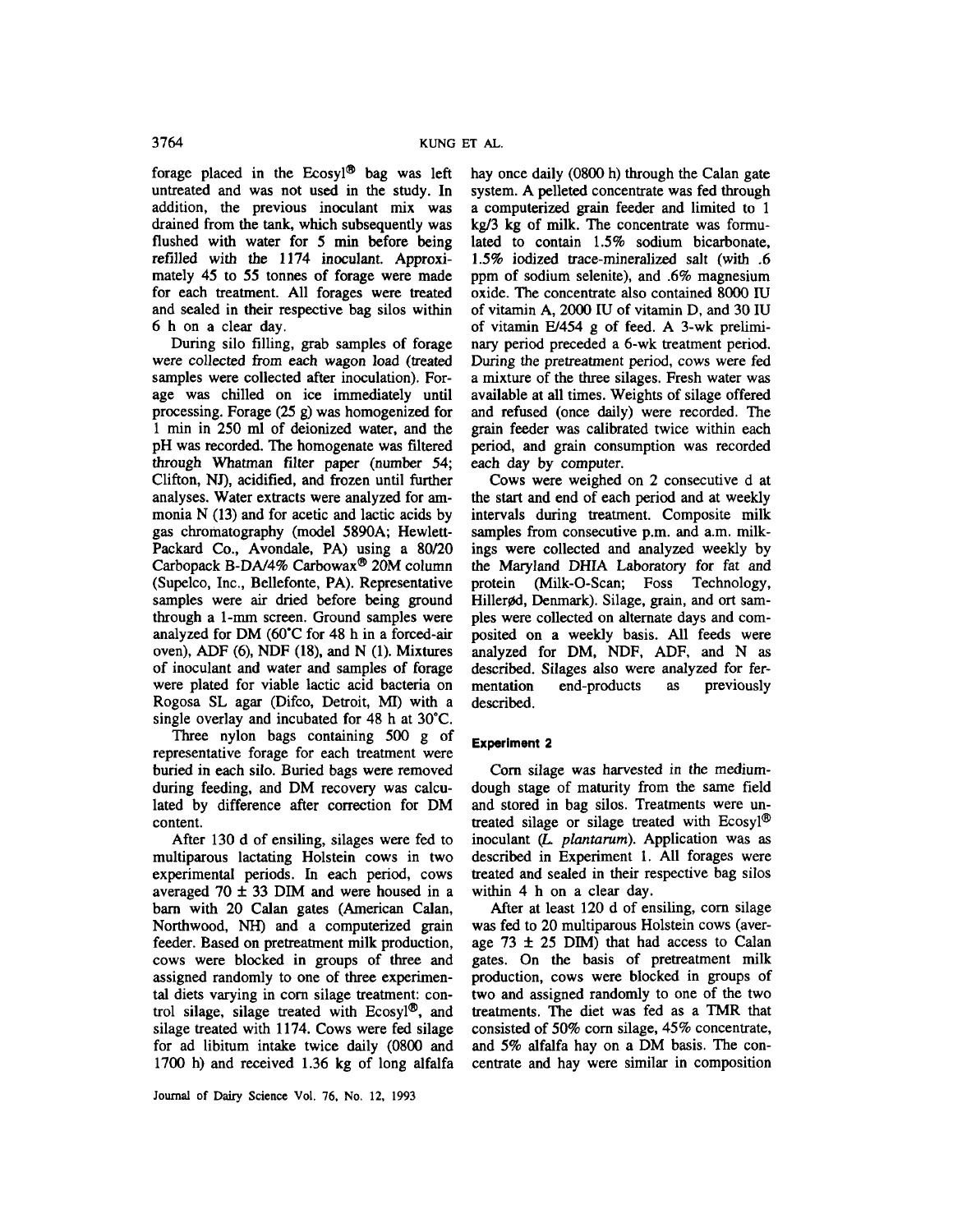forage placed in the Ecosyl® bag was left untreated and was not used in the study. In addition, the previous inoculant mix was drained from the tank, which subsequently was flushed with water for 5 min before being refilled with the 1174 inoculant. Approximately 45 to 55 tonnes of forage were made for each treatment. All forages were treated and sealed in their respective bag silos within 6 h on a clear day.

During silo filling, grab samples of forage were collected from each wagon load (treated samples were collected after inoculation). Forage was chilled on ice immediately until processing. Forage (25 g) was homogenized for 1 min in 250 ml of deionized water, and the pH was recorded. The homogenate was filtered through Whatman filter paper (number 54; Clifton, NJ), acidified, and frozen until further analyses. Water extracts were analyzed for ammonia N (13) and for acetic and lactic acids by gas chromatography (model 5890A; Hewlett-Packard Co., Avondale, PA) using a 80/20 Carbopack B-DA/4% Carbowax® 20M column (Supelco, Inc., Bellefonte, PA). Representative samples were air dried before being ground through a 1-mm screen. Ground samples were analyzed for DM (60°C for 48 h in a forced-air oven), ADF (6), NDF (18), and N (1). Mixtures of inoculant and water and samples of forage were plated for viable lactic acid bacteria on Rogosa SL agar (Difco, Detroit, MI) with a single overlay and incubated for 48 h at 30°C.

Three nylon bags containing 500 g of representative forage for each treatment were buried in each silo. Buried bags were removed during feeding, and DM recovery was calculated by difference after correction for DM content.

After 130 d of ensiling, silages were fed to multiparous lactating Holstein cows in two experimental periods. In each period, cows averaged 70 ± 33 DIM and were housed in a barn with 20 Calan gates (American Calan, Northwood, NH) and a computerized grain feeder. Based on pretreatment milk production, cows were blocked in groups of three and assigned randomly to one of three experimental diets varying in corn silage treatment: control silage, silage treated with Ecosyl®, and silage treated with 1174. Cows were fed silage for ad libitum intake twice daily (0800 and 1700 h) and received 1.36 kg of long alfalfa hay once daily (0800 h) through the Calan gate system. A pelleted concentrate was fed through a computerized grain feeder and limited to 1 kg/3 kg of milk. The concentrate was formulated to contain 1.5% sodium bicarbonate, 1.5% iodized trace-mineralized salt (with .6 ppm of sodium selenite), and .6% magnesium oxide. The concentrate also contained 8000 IU of vitamin A, 2000 IU of vitamin D, and 30 IU of vitamin E/454 g of feed. A 3-wk preliminary period preceded a 6-wk treatment period. During the pretreatment period, cows were fed a mixture of the three silages. Fresh water was available at all times. Weights of silage offered and refused (once daily) were recorded. The grain feeder was calibrated twice within each period, and grain consumption was recorded each day by computer.

Cows were weighed on 2 consecutive d at the start and end of each period and at weekly intervals during treatment. Composite milk samples from consecutive p.m. and a.m. milkings were collected and analyzed weekly by the Maryland DHIA Laboratory for fat and protein (Milk-O-Scan; Foss Technology, Hillerød, Denmark). Silage, grain, and ort samples were collected on alternate days and composited on a weekly basis. All feeds were analyzed for DM, NDF, ADF, and N as described. Silages also were analyzed for fermentation end-products as previously described.

#### Experiment 2

Corn silage was harvested in the medium-dough stage of maturity from the same field and stored in bag silos. Treatments were untreated silage or silage treated with Ecosyl® inoculant (*L. plantarum*). Application was as described in Experiment 1. All forages were treated and sealed in their respective bag silos within 4 h on a clear day.

After at least 120 d of ensiling, corn silage was fed to 20 multiparous Holstein cows (average 73 ± 25 DIM) that had access to Calan gates. On the basis of pretreatment milk production, cows were blocked in groups of two and assigned randomly to one of the two treatments. The diet was fed as a TMR that consisted of 50% corn silage, 45% concentrate, and 5% alfalfa hay on a DM basis. The concentrate and hay were similar in composition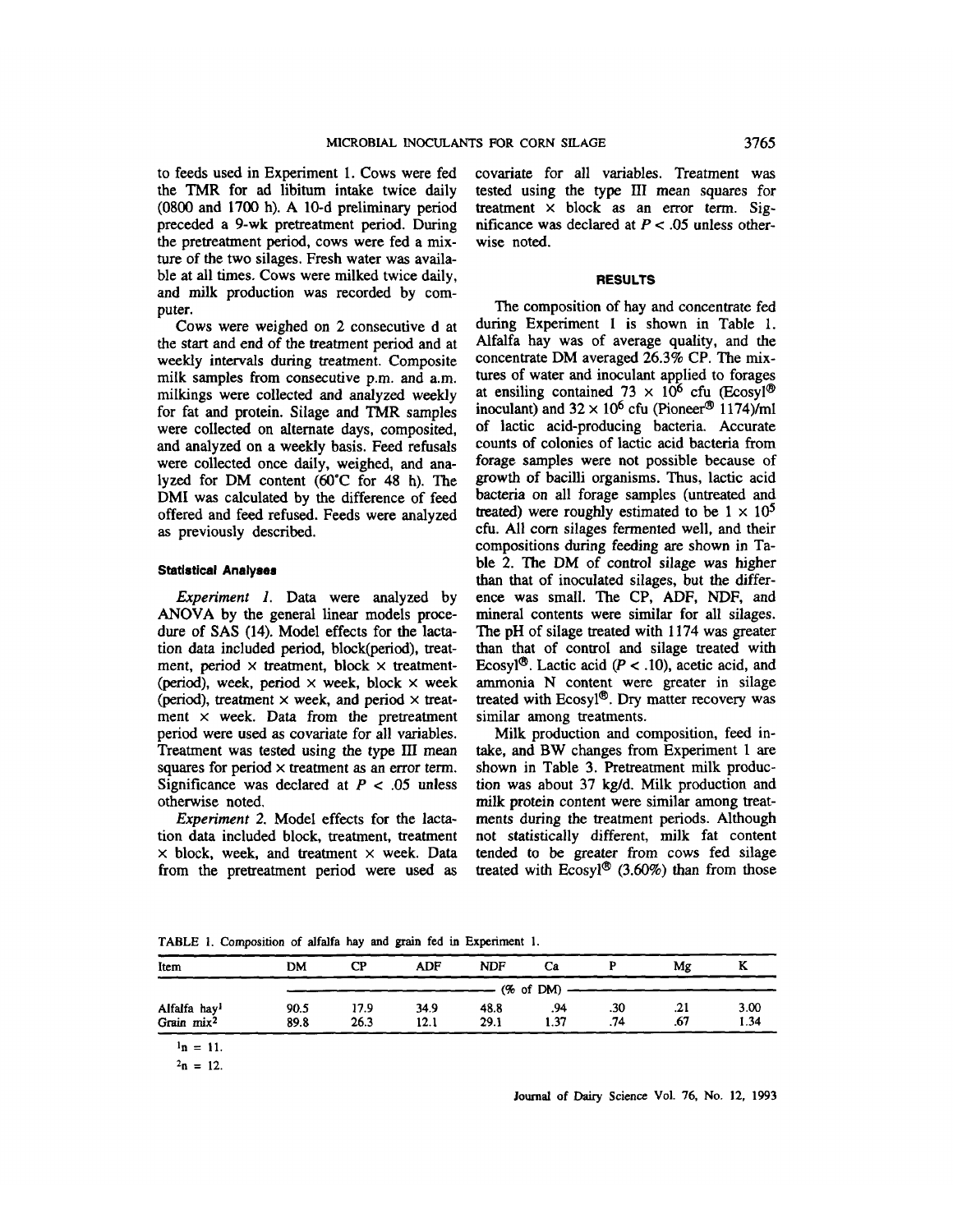to feeds used in Experiment 1. Cows were fed the TMR for ad libitum intake twice daily (0800 and 1700 h). A 10-d preliminary period preceded a 9-wk pretreatment period. During the pretreatment period, cows were fed a mixture of the two silages. Fresh water was available at all times. Cows were milked twice daily, and milk production was recorded by computer.

Cows were weighed on 2 consecutive d at the start and end of the treatment period and at weekly intervals during treatment. Composite milk samples from consecutive p.m. and a.m. milkings were collected and analyzed weekly for fat and protein. Silage and TMR samples were collected on alternate days, composited, and analyzed on a weekly basis. Feed refusals were collected once daily, weighed, and analyzed for DM content (60°C for 48 h). The DMI was calculated by the difference of feed offered and feed refused. Feeds were analyzed as previously described.

### Statistical Analyses

*Experiment 1.* Data were analyzed by ANOVA by the general linear models procedure of SAS (14). Model effects for the lactation data included period, block(period), treatment, period × treatment, block × treatment(period), week, period × week, block × week (period), treatment × week, and period × treatment × week. Data from the pretreatment period were used as covariate for all variables. Treatment was tested using the type III mean squares for period × treatment as an error term. Significance was declared at $P < .05$ unless otherwise noted.

*Experiment 2.* Model effects for the lactation data included block, treatment, treatment × block, week, and treatment × week. Data from the pretreatment period were used as covariate for all variables. Treatment was tested using the type III mean squares for treatment × block as an error term. Significance was declared at $P < .05$ unless otherwise noted.

## RESULTS

The composition of hay and concentrate fed during Experiment 1 is shown in Table 1. Alfalfa hay was of average quality, and the concentrate DM averaged 26.3% CP. The mixtures of water and inoculant applied to forages at ensiling contained $73 \times 10^6$ cfu (Ecosyl® inoculant) and $32 \times 10^6$ cfu (Pioneer® 1174)/ml of lactic acid-producing bacteria. Accurate counts of colonies of lactic acid bacteria from forage samples were not possible because of growth of bacilli organisms. Thus, lactic acid bacteria on all forage samples (untreated and treated) were roughly estimated to be $1 \times 10^5$ cfu. All corn silages fermented well, and their compositions during feeding are shown in Table 2. The DM of control silage was higher than that of inoculated silages, but the difference was small. The CP, ADF, NDF, and mineral contents were similar for all silages. The pH of silage treated with 1174 was greater than that of control and silage treated with Ecosyl®. Lactic acid ($P < .10$), acetic acid, and ammonia N content were greater in silage treated with Ecosyl®. Dry matter recovery was similar among treatments.

Milk production and composition, feed intake, and BW changes from Experiment 1 are shown in Table 3. Pretreatment milk production was about 37 kg/d. Milk production and milk protein content were similar among treatments during the treatment periods. Although not statistically different, milk fat content tended to be greater from cows fed silage treated with Ecosyl® (3.60%) than from those

TABLE 1. Composition of alfalfa hay and grain fed in Experiment 1.

| Item | DM | CP | ADF | NDF | Ca | P | Mg | K |
|---|---|---|---|---|---|---|---|---|
| | (% of DM) | | | | | | | |
| Alfalfa hay[1] | 90.5 | 17.9 | 34.9 | 48.8 | .94 | .30 | .21 | 3.00 |
| Grain mix[2] | 89.8 | 26.3 | 12.1 | 29.1 | 1.37 | .74 | .67 | 1.34 |

[1]n = 11.

[2]n = 12.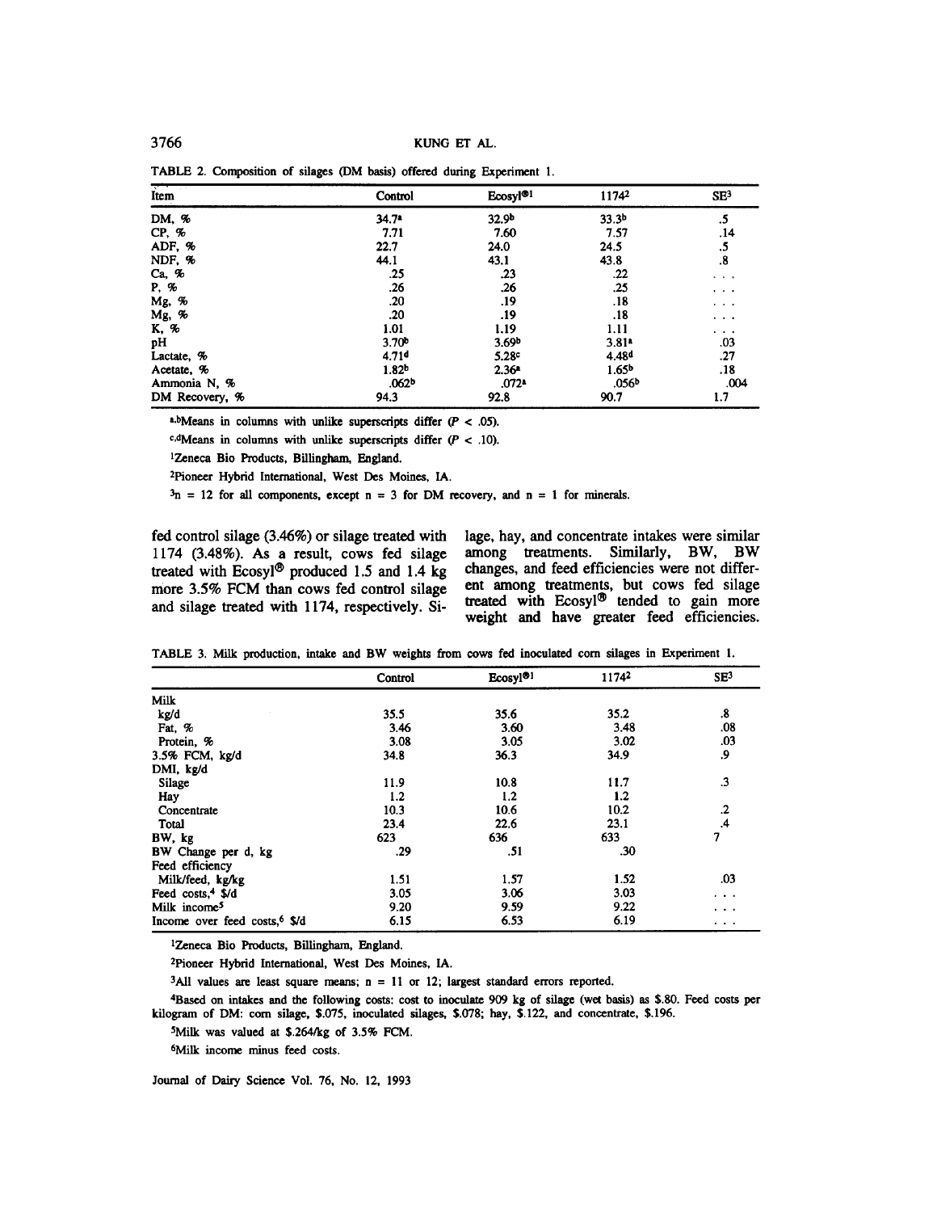TABLE 2. Composition of silages (DM basis) offered during Experiment 1.

| Item | Control | Ecosyl®[1] | 1174[2] | SE[3] |
|---|---|---|---|---|
| DM, % | 34.7[a] | 32.9[b] | 33.3[b] | .5 |
| CP, % | 7.71 | 7.60 | 7.57 | .14 |
| ADF, % | 22.7 | 24.0 | 24.5 | .5 |
| NDF, % | 44.1 | 43.1 | 43.8 | .8 |
| Ca, % | .25 | .23 | .22 | . . . |
| P, % | .26 | .26 | .25 | . . . |
| Mg, % | .20 | .19 | .18 | . . . |
| Mg, % | .20 | .19 | .18 | . . . |
| K, % | 1.01 | 1.19 | 1.11 | . . . |
| pH | 3.70[b] | 3.69[b] | 3.81[a] | .03 |
| Lactate, % | 4.71[d] | 5.28[c] | 4.48[d] | .27 |
| Acetate, % | 1.82[b] | 2.36[a] | 1.65[b] | .18 |
| Ammonia N, % | .062[b] | .072[a] | .056[b] | .004 |
| DM Recovery, % | 94.3 | 92.8 | 90.7 | 1.7 |

[a,b]Means in columns with unlike superscripts differ ($P < .05$).

[c,d]Means in columns with unlike superscripts differ ($P < .10$).

[1]Zeneca Bio Products, Billingham, England.

[2]Pioneer Hybrid International, West Des Moines, IA.

[3]n = 12 for all components, except n = 3 for DM recovery, and n = 1 for minerals.

fed control silage (3.46%) or silage treated with 1174 (3.48%). As a result, cows fed silage treated with Ecosyl® produced 1.5 and 1.4 kg more 3.5% FCM than cows fed control silage and silage treated with 1174, respectively. Silage, hay, and concentrate intakes were similar among treatments. Similarly, BW, BW changes, and feed efficiencies were not different among treatments, but cows fed silage treated with Ecosyl® tended to gain more weight and have greater feed efficiencies.

TABLE 3. Milk production, intake and BW weights from cows fed inoculated corn silages in Experiment 1.

| | Control | Ecosyl®[1] | 1174[2] | SE[3] |
|---|---|---|---|---|
| Milk | | | | |
| kg/d | 35.5 | 35.6 | 35.2 | .8 |
| Fat, % | 3.46 | 3.60 | 3.48 | .08 |
| Protein, % | 3.08 | 3.05 | 3.02 | .03 |
| 3.5% FCM, kg/d | 34.8 | 36.3 | 34.9 | .9 |
| DMI, kg/d | | | | |
| Silage | 11.9 | 10.8 | 11.7 | .3 |
| Hay | 1.2 | 1.2 | 1.2 | |
| Concentrate | 10.3 | 10.6 | 10.2 | .2 |
| Total | 23.4 | 22.6 | 23.1 | .4 |
| BW, kg | 623 | 636 | 633 | 7 |
| BW Change per d, kg | .29 | .51 | .30 | |
| Feed efficiency | | | | |
| Milk/feed, kg/kg | 1.51 | 1.57 | 1.52 | .03 |
| Feed costs,[4] $/d | 3.05 | 3.06 | 3.03 | . . . |
| Milk income[5] | 9.20 | 9.59 | 9.22 | . . . |
| Income over feed costs,[6] $/d | 6.15 | 6.53 | 6.19 | . . . |

[1]Zeneca Bio Products, Billingham, England.

[2]Pioneer Hybrid International, West Des Moines, IA.

[3]All values are least square means; n = 11 or 12; largest standard errors reported.

[4]Based on intakes and the following costs: cost to inoculate 909 kg of silage (wet basis) as $.80. Feed costs per kilogram of DM: corn silage, $.075, inoculated silages, $.078; hay, $.122, and concentrate, $.196.

[5]Milk was valued at $.264/kg of 3.5% FCM.

[6]Milk income minus feed costs.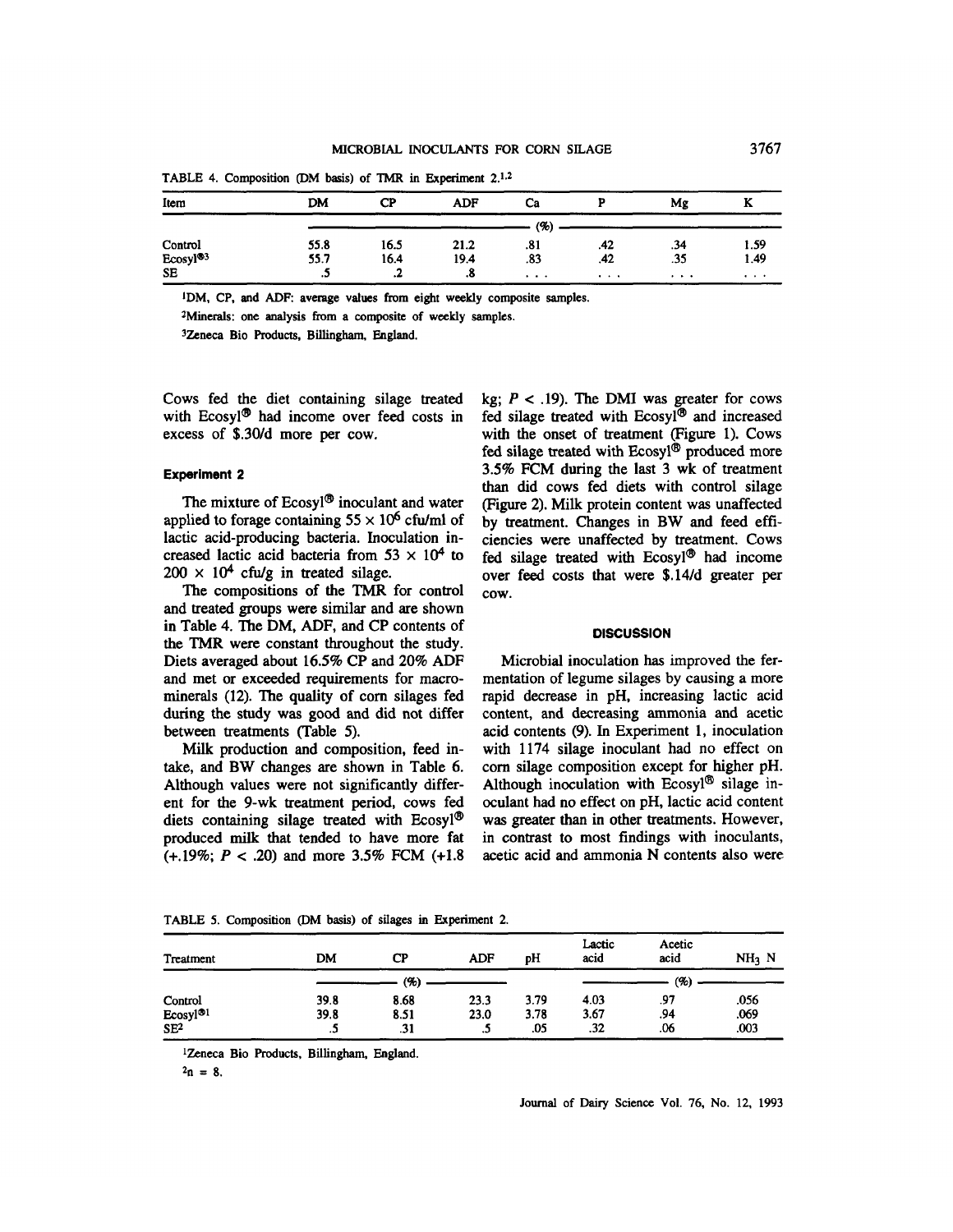TABLE 4. Composition (DM basis) of TMR in Experiment 2.[1,2]

| Item | DM | CP | ADF | Ca | P | Mg | K |
|---|---|---|---|---|---|---|---|
| | (%) | | | | | | |
| Control | 55.8 | 16.5 | 21.2 | .81 | .42 | .34 | 1.59 |
| Ecosyl®[3] | 55.7 | 16.4 | 19.4 | .83 | .42 | .35 | 1.49 |
| SE | .5 | .2 | .8 | ... | ... | ... | ... |

[1]DM, CP, and ADF: average values from eight weekly composite samples.

[2]Minerals: one analysis from a composite of weekly samples.

[3]Zeneca Bio Products, Billingham, England.

Cows fed the diet containing silage treated with Ecosyl® had income over feed costs in excess of \$.30/d more per cow.

### Experiment 2

The mixture of Ecosyl® inoculant and water applied to forage containing $55 \times 10^6$ cfu/ml of lactic acid-producing bacteria. Inoculation increased lactic acid bacteria from $53 \times 10^4$ to $200 \times 10^4$ cfu/g in treated silage.

The compositions of the TMR for control and treated groups were similar and are shown in Table 4. The DM, ADF, and CP contents of the TMR were constant throughout the study. Diets averaged about 16.5% CP and 20% ADF and met or exceeded requirements for macrominerals (12). The quality of corn silages fed during the study was good and did not differ between treatments (Table 5).

Milk production and composition, feed intake, and BW changes are shown in Table 6. Although values were not significantly different for the 9-wk treatment period, cows fed diets containing silage treated with Ecosyl® produced milk that tended to have more fat (+.19%; $P < .20$) and more 3.5% FCM (+1.8 kg; $P < .19$). The DMI was greater for cows fed silage treated with Ecosyl® and increased with the onset of treatment (Figure 1). Cows fed silage treated with Ecosyl® produced more 3.5% FCM during the last 3 wk of treatment than did cows fed diets with control silage (Figure 2). Milk protein content was unaffected by treatment. Changes in BW and feed efficiencies were unaffected by treatment. Cows fed silage treated with Ecosyl® had income over feed costs that were \$.14/d greater per cow.

## DISCUSSION

Microbial inoculation has improved the fermentation of legume silages by causing a more rapid decrease in pH, increasing lactic acid content, and decreasing ammonia and acetic acid contents (9). In Experiment 1, inoculation with 1174 silage inoculant had no effect on corn silage composition except for higher pH. Although inoculation with Ecosyl® silage inoculant had no effect on pH, lactic acid content was greater than in other treatments. However, in contrast to most findings with inoculants, acetic acid and ammonia N contents also were

TABLE 5. Composition (DM basis) of silages in Experiment 2.

| Treatment | DM | CP | ADF | pH | Lactic acid | Acetic acid | $NH_3$ N |
|---|---|---|---|---|---|---|---|
| | (%) | | | | (%) | | |
| Control | 39.8 | 8.68 | 23.3 | 3.79 | 4.03 | .97 | .056 |
| Ecosyl®[1] | 39.8 | 8.51 | 23.0 | 3.78 | 3.67 | .94 | .069 |
| SE[2] | .5 | .31 | .5 | .05 | .32 | .06 | .003 |

[1]Zeneca Bio Products, Billingham, England.

[2]n = 8.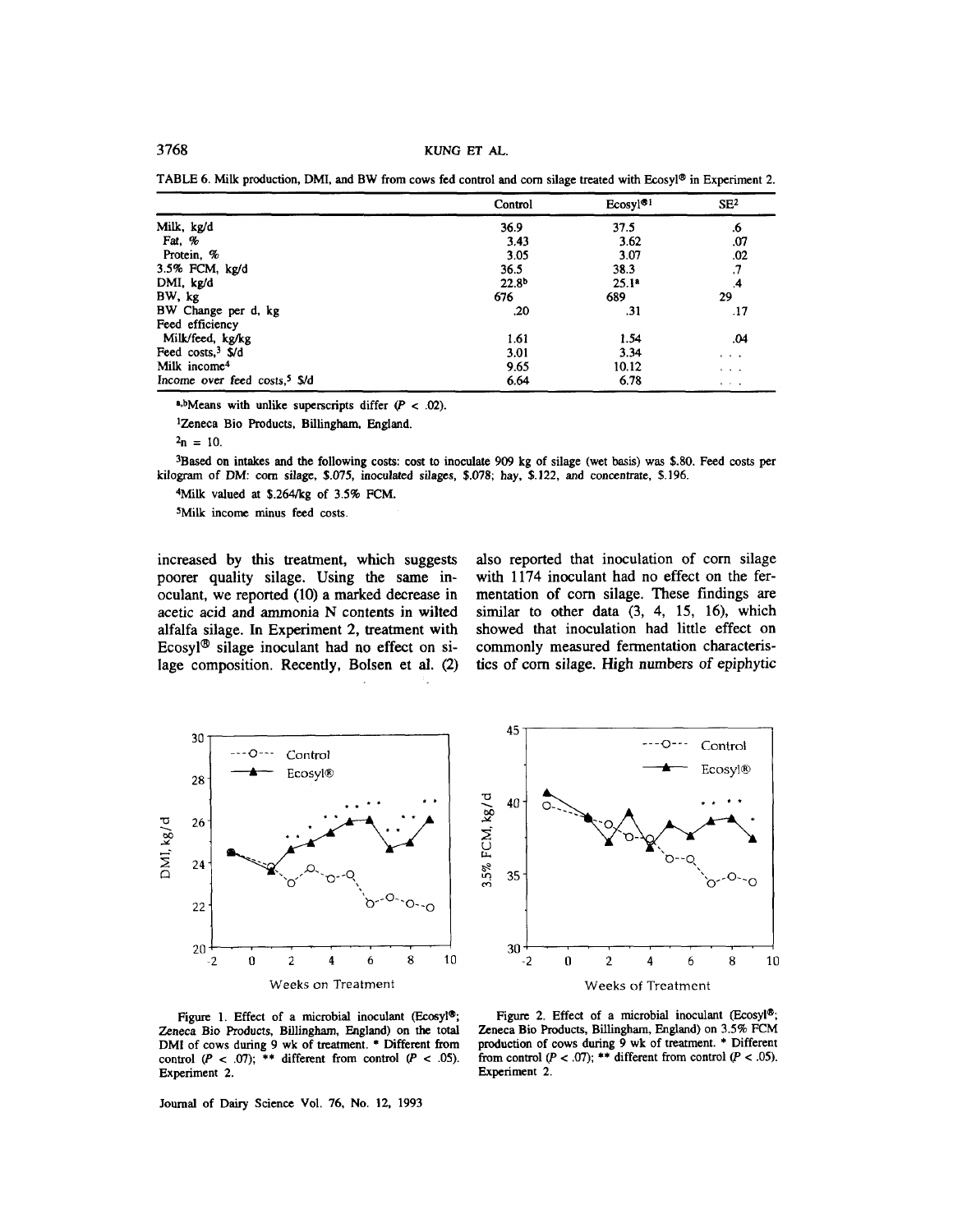TABLE 6. Milk production, DMI, and BW from cows fed control and corn silage treated with Ecosyl® in Experiment 2.

| | Control | Ecosyl®[1] | SE[2] |
|---|---|---|---|
| Milk, kg/d | 36.9 | 37.5 | .6 |
| Fat, % | 3.43 | 3.62 | .07 |
| Protein, % | 3.05 | 3.07 | .02 |
| 3.5% FCM, kg/d | 36.5 | 38.3 | .7 |
| DMI, kg/d | 22.8[b] | 25.1[a] | .4 |
| BW, kg | 676 | 689 | 29 |
| BW Change per d, kg | .20 | .31 | .17 |
| Feed efficiency | | | |
| Milk/feed, kg/kg | 1.61 | 1.54 | .04 |
| Feed costs,[3] $/d | 3.01 | 3.34 | . . . |
| Milk income[4] | 9.65 | 10.12 | . . . |
| Income over feed costs,[5] $/d | 6.64 | 6.78 | . . . |

[a,b]Means with unlike superscripts differ ($P < .02$).

[1]Zeneca Bio Products, Billingham, England.

[2]n = 10.

[3]Based on intakes and the following costs: cost to inoculate 909 kg of silage (wet basis) was $.80. Feed costs per kilogram of DM: corn silage, $.075, inoculated silages, $.078; hay, $.122, and concentrate, $.196.

[4]Milk valued at $.264/kg of 3.5% FCM.

[5]Milk income minus feed costs.

increased by this treatment, which suggests poorer quality silage. Using the same inoculant, we reported (10) a marked decrease in acetic acid and ammonia N contents in wilted alfalfa silage. In Experiment 2, treatment with Ecosyl® silage inoculant had no effect on silage composition. Recently, Bolsen et al. (2) also reported that inoculation of corn silage with 1174 inoculant had no effect on the fermentation of corn silage. These findings are similar to other data (3, 4, 15, 16), which showed that inoculation had little effect on commonly measured fermentation characteristics of corn silage. High numbers of epiphytic

Figure 1. Effect of a microbial inoculant (Ecosyl®; Zeneca Bio Products, Billingham, England) on the total DMI of cows during 9 wk of treatment. * Different from control ($P < .07$); ** different from control ($P < .05$). Experiment 2.

Figure 2. Effect of a microbial inoculant (Ecosyl®; Zeneca Bio Products, Billingham, England) on 3.5% FCM production of cows during 9 wk of treatment. * Different from control ($P < .07$); ** different from control ($P < .05$). Experiment 2.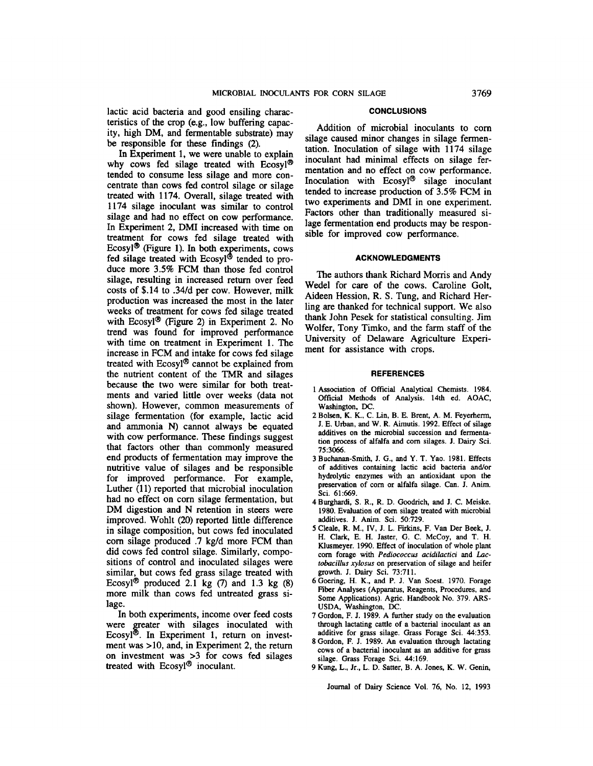lactic acid bacteria and good ensiling characteristics of the crop (e.g., low buffering capacity, high DM, and fermentable substrate) may be responsible for these findings (2).

In Experiment 1, we were unable to explain why cows fed silage treated with Ecosyl® tended to consume less silage and more concentrate than cows fed control silage or silage treated with 1174. Overall, silage treated with 1174 silage inoculant was similar to control silage and had no effect on cow performance. In Experiment 2, DMI increased with time on treatment for cows fed silage treated with Ecosyl® (Figure 1). In both experiments, cows fed silage treated with Ecosyl® tended to produce more 3.5% FCM than those fed control silage, resulting in increased return over feed costs of $.14 to .34/d per cow. However, milk production was increased the most in the later weeks of treatment for cows fed silage treated with Ecosyl® (Figure 2) in Experiment 2. No trend was found for improved performance with time on treatment in Experiment 1. The increase in FCM and intake for cows fed silage treated with Ecosyl® cannot be explained from the nutrient content of the TMR and silages because the two were similar for both treatments and varied little over weeks (data not shown). However, common measurements of silage fermentation (for example, lactic acid and ammonia N) cannot always be equated with cow performance. These findings suggest that factors other than commonly measured end products of fermentation may improve the nutritive value of silages and be responsible for improved performance. For example, Luther (11) reported that microbial inoculation had no effect on corn silage fermentation, but DM digestion and N retention in steers were improved. Wohlt (20) reported little difference in silage composition, but cows fed inoculated corn silage produced .7 kg/d more FCM than did cows fed control silage. Similarly, compositions of control and inoculated silages were similar, but cows fed grass silage treated with Ecosyl® produced 2.1 kg (7) and 1.3 kg (8) more milk than cows fed untreated grass silage.

In both experiments, income over feed costs were greater with silages inoculated with Ecosyl®. In Experiment 1, return on investment was >10, and, in Experiment 2, the return on investment was >3 for cows fed silages treated with Ecosyl® inoculant.

## CONCLUSIONS

Addition of microbial inoculants to corn silage caused minor changes in silage fermentation. Inoculation of silage with 1174 silage inoculant had minimal effects on silage fermentation and no effect on cow performance. Inoculation with Ecosyl® silage inoculant tended to increase production of 3.5% FCM in two experiments and DMI in one experiment. Factors other than traditionally measured silage fermentation end products may be responsible for improved cow performance.

## ACKNOWLEDGMENTS

The authors thank Richard Morris and Andy Wedel for care of the cows. Caroline Golt, Aideen Hession, R. S. Tung, and Richard Herling are thanked for technical support. We also thank John Pesek for statistical consulting. Jim Wolfer, Tony Timko, and the farm staff of the University of Delaware Agriculture Experiment for assistance with crops.

## REFERENCES

1 Association of Official Analytical Chemists. 1984. Official Methods of Analysis. 14th ed. AOAC, Washington, DC.

2 Bolsen, K. K., C. Lin, B. E. Brent, A. M. Feyerherm, J. E. Urban, and W. R. Aimutis. 1992. Effect of silage additives on the microbial succession and fermentation process of alfalfa and corn silages. J. Dairy Sci. 75:3066.

3 Buchanan-Smith, J. G., and Y. T. Yao. 1981. Effects of additives containing lactic acid bacteria and/or hydrolytic enzymes with an antioxidant upon the preservation of corn or alfalfa silage. Can. J. Anim. Sci. 61:669.

4 Burghardi, S. R., R. D. Goodrich, and J. C. Meiske. 1980. Evaluation of corn silage treated with microbial additives. J. Anim. Sci. 50:729.

5 Cleale, R. M., IV, J. L. Firkins, F. Van Der Beek, J. H. Clark, E. H. Jaster, G. C. McCoy, and T. H. Klusmeyer. 1990. Effect of inoculation of whole plant corn forage with *Pediococcus acidilactici* and *Lactobacillus xylosus* on preservation of silage and heifer growth. J. Dairy Sci. 73:711.

6 Goering, H. K., and P. J. Van Soest. 1970. Forage Fiber Analyses (Apparatus, Reagents, Procedures, and Some Applications). Agric. Handbook No. 379. ARS-USDA, Washington, DC.

7 Gordon, F. J. 1989. A further study on the evaluation through lactating cattle of a bacterial inoculant as an additive for grass silage. Grass Forage Sci. 44:353.

8 Gordon, F. J. 1989. An evaluation through lactating cows of a bacterial inoculant as an additive for grass silage. Grass Forage Sci. 44:169.

9 Kung, L., Jr., L. D. Satter, B. A. Jones, K. W. Genin,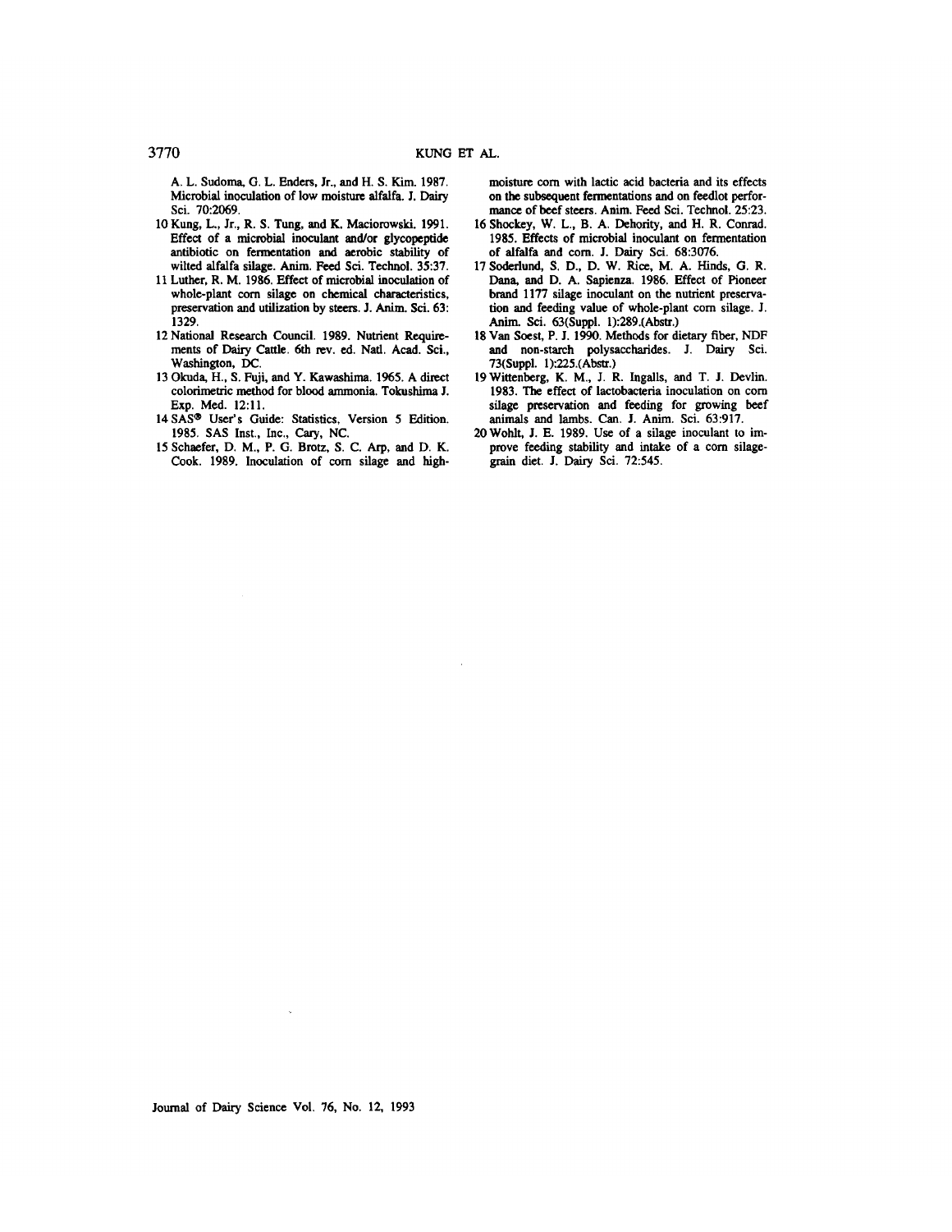A. L. Sudoma, G. L. Enders, Jr., and H. S. Kim. 1987. Microbial inoculation of low moisture alfalfa. J. Dairy Sci. 70:2069.

10 Kung, L., Jr., R. S. Tung, and K. Maciorowski. 1991. Effect of a microbial inoculant and/or glycopeptide antibiotic on fermentation and aerobic stability of wilted alfalfa silage. Anim. Feed Sci. Technol. 35:37.

11 Luther, R. M. 1986. Effect of microbial inoculation of whole-plant corn silage on chemical characteristics, preservation and utilization by steers. J. Anim. Sci. 63: 1329.

12 National Research Council. 1989. Nutrient Requirements of Dairy Cattle. 6th rev. ed. Natl. Acad. Sci., Washington, DC.

13 Okuda, H., S. Fuji, and Y. Kawashima. 1965. A direct colorimetric method for blood ammonia. Tokushima J. Exp. Med. 12:11.

14 SAS® User's Guide: Statistics, Version 5 Edition. 1985. SAS Inst., Inc., Cary, NC.

15 Schaefer, D. M., P. G. Brotz, S. C. Arp, and D. K. Cook. 1989. Inoculation of corn silage and high-moisture corn with lactic acid bacteria and its effects on the subsequent fermentations and on feedlot performance of beef steers. Anim. Feed Sci. Technol. 25:23.

16 Shockey, W. L., B. A. Dehority, and H. R. Conrad. 1985. Effects of microbial inoculant on fermentation of alfalfa and corn. J. Dairy Sci. 68:3076.

17 Soderlund, S. D., D. W. Rice, M. A. Hinds, G. R. Dana, and D. A. Sapienza. 1986. Effect of Pioneer brand 1177 silage inoculant on the nutrient preservation and feeding value of whole-plant corn silage. J. Anim. Sci. 63(Suppl. 1):289.(Abstr.)

18 Van Soest, P. J. 1990. Methods for dietary fiber, NDF and non-starch polysaccharides. J. Dairy Sci. 73(Suppl. 1):225.(Abstr.)

19 Wittenberg, K. M., J. R. Ingalls, and T. J. Devlin. 1983. The effect of lactobacteria inoculation on corn silage preservation and feeding for growing beef animals and lambs. Can. J. Anim. Sci. 63:917.

20 Wohlt, J. E. 1989. Use of a silage inoculant to improve feeding stability and intake of a corn silage-grain diet. J. Dairy Sci. 72:545.